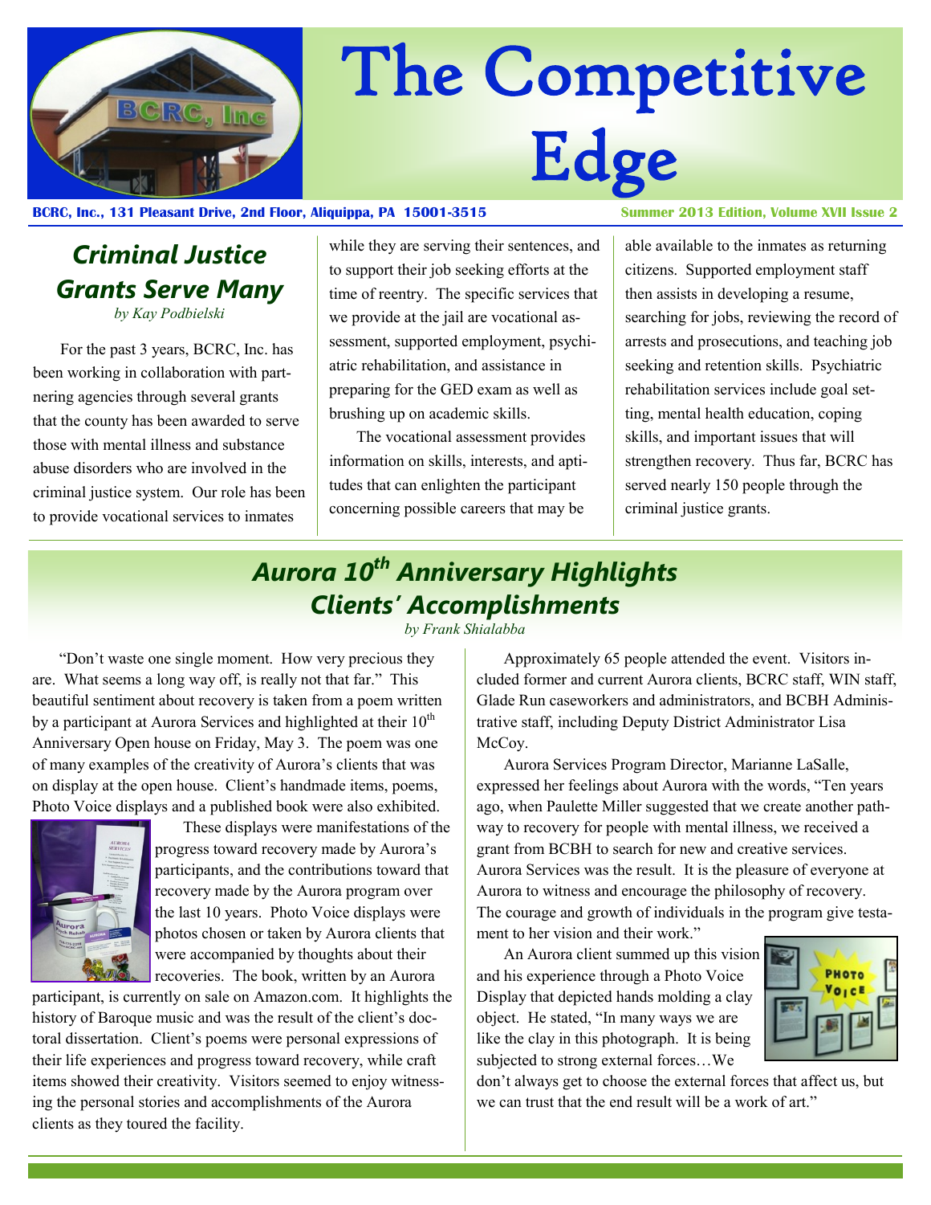# The Competitive Edge

**BCRC, Inc., 131 Pleasant Drive, 2nd Floor, Aliquippa, PA 15001-3515** **Summer 2013 Edition, Volume XVII Issue 2**

## *Criminal Justice Grants Serve Many*

*by Kay Podbielski*

For the past 3 years, BCRC, Inc. has been working in collaboration with partnering agencies through several grants that the county has been awarded to serve those with mental illness and substance abuse disorders who are involved in the criminal justice system. Our role has been to provide vocational services to inmates while they are serving their sentences, and to support their job seeking efforts at the time of reentry. The specific services that we provide at the jail are vocational assessment, supported employment, psychiatric rehabilitation, and assistance in preparing for the GED exam as well as brushing up on academic skills.

The vocational assessment provides information on skills, interests, and aptitudes that can enlighten the participant concerning possible careers that may be able available to the inmates as returning citizens. Supported employment staff then assists in developing a resume, searching for jobs, reviewing the record of arrests and prosecutions, and teaching job seeking and retention skills. Psychiatric rehabilitation services include goal setting, mental health education, coping skills, and important issues that will strengthen recovery. Thus far, BCRC has served nearly 150 people through the criminal justice grants.

## *Aurora 10th Anniversary Highlights Clients' Accomplishments*

*by Frank Shialabba*

"Don't waste one single moment. How very precious they are. What seems a long way off, is really not that far." This beautiful sentiment about recovery is taken from a poem written by a participant at Aurora Services and highlighted at their 10th Anniversary Open house on Friday, May 3. The poem was one of many examples of the creativity of Aurora's clients that was on display at the open house. Client's handmade items, poems, Photo Voice displays and a published book were also exhibited.

These displays were manifestations of the progress toward recovery made by Aurora's participants, and the contributions toward that recovery made by the Aurora program over the last 10 years. Photo Voice displays were photos chosen or taken by Aurora clients that were accompanied by thoughts about their recoveries. The book, written by an Aurora participant, is currently on sale on Amazon.com. It highlights the history of Baroque music and was the result of the client's doctoral dissertation. Client's poems were personal expressions of their life experiences and progress toward recovery, while craft items showed their creativity. Visitors seemed to enjoy witnessing the personal stories and accomplishments of the Aurora clients as they toured the facility.

Approximately 65 people attended the event. Visitors included former and current Aurora clients, BCRC staff, WIN staff, Glade Run caseworkers and administrators, and BCBH Administrative staff, including Deputy District Administrator Lisa McCoy.

Aurora Services Program Director, Marianne LaSalle, expressed her feelings about Aurora with the words, "Ten years ago, when Paulette Miller suggested that we create another pathway to recovery for people with mental illness, we received a grant from BCBH to search for new and creative services. Aurora Services was the result. It is the pleasure of everyone at Aurora to witness and encourage the philosophy of recovery. The courage and growth of individuals in the program give testament to her vision and their work."

An Aurora client summed up this vision and his experience through a Photo Voice Display that depicted hands molding a clay object. He stated, "In many ways we are like the clay in this photograph. It is being subjected to strong external forces…We don't always get to choose the external forces that affect us, but we can trust that the end result will be a work of art."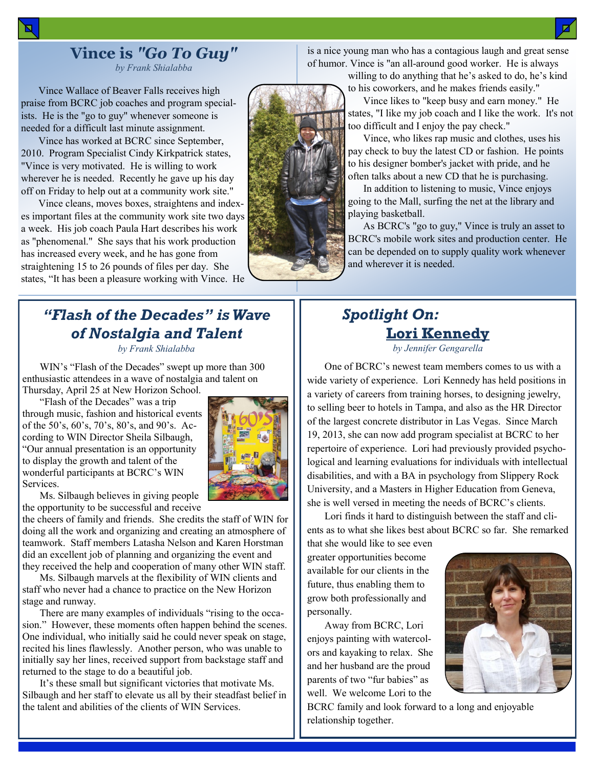## Vince is *"Go To Guy"*

*by Frank Shialabba*

Vince Wallace of Beaver Falls receives high praise from BCRC job coaches and program specialists. He is the "go to guy" whenever someone is needed for a difficult last minute assignment.

Vince has worked at BCRC since September, 2010. Program Specialist Cindy Kirkpatrick states, "Vince is very motivated. He is willing to work wherever he is needed. Recently he gave up his day off on Friday to help out at a community work site."

Vince cleans, moves boxes, straightens and indexes important files at the community work site two days a week. His job coach Paula Hart describes his work as "phenomenal." She says that his work production has increased every week, and he has gone from straightening 15 to 26 pounds of files per day. She states, "It has been a pleasure working with Vince. He is a nice young man who has a contagious laugh and great sense of humor. Vince is "an all-around good worker. He is always willing to do anything that he's asked to do, he's kind to his coworkers, and he makes friends easily."

Vince likes to "keep busy and earn money." He states, "I like my job coach and I like the work. It's not too difficult and I enjoy the pay check."

Vince, who likes rap music and clothes, uses his pay check to buy the latest CD or fashion. He points to his designer bomber's jacket with pride, and he often talks about a new CD that he is purchasing.

In addition to listening to music, Vince enjoys going to the Mall, surfing the net at the library and playing basketball.

As BCRC's "go to guy," Vince is truly an asset to BCRC's mobile work sites and production center. He can be depended on to supply quality work whenever and wherever it is needed.

## *"Flash of the Decades" is Wave of Nostalgia and Talent*

*by Frank Shialabba*

WIN's "Flash of the Decades" swept up more than 300 enthusiastic attendees in a wave of nostalgia and talent on Thursday, April 25 at New Horizon School.

"Flash of the Decades" was a trip through music, fashion and historical events of the 50's, 60's, 70's, 80's, and 90's. According to WIN Director Sheila Silbaugh, "Our annual presentation is an opportunity to display the growth and talent of the wonderful participants at BCRC's WIN Services.

Ms. Silbaugh believes in giving people the opportunity to be successful and receive the cheers of family and friends. She credits the staff of WIN for doing all the work and organizing and creating an atmosphere of teamwork. Staff members Latasha Nelson and Karen Horstman did an excellent job of planning and organizing the event and they received the help and cooperation of many other WIN staff.

Ms. Silbaugh marvels at the flexibility of WIN clients and staff who never had a chance to practice on the New Horizon stage and runway.

There are many examples of individuals "rising to the occasion." However, these moments often happen behind the scenes. One individual, who initially said he could never speak on stage, recited his lines flawlessly. Another person, who was unable to initially say her lines, received support from backstage staff and returned to the stage to do a beautiful job.

It's these small but significant victories that motivate Ms. Silbaugh and her staff to elevate us all by their steadfast belief in the talent and abilities of the clients of WIN Services.

## *Spotlight On:* Lori Kennedy

*by Jennifer Gengarella*

One of BCRC's newest team members comes to us with a wide variety of experience. Lori Kennedy has held positions in a variety of careers from training horses, to designing jewelry, to selling beer to hotels in Tampa, and also as the HR Director of the largest concrete distributor in Las Vegas. Since March 19, 2013, she can now add program specialist at BCRC to her repertoire of experience. Lori had previously provided psychological and learning evaluations for individuals with intellectual disabilities, and with a BA in psychology from Slippery Rock University, and a Masters in Higher Education from Geneva, she is well versed in meeting the needs of BCRC's clients.

Lori finds it hard to distinguish between the staff and clients as to what she likes best about BCRC so far. She remarked that she would like to see even greater opportunities become available for our clients in the future, thus enabling them to grow both professionally and personally.

Away from BCRC, Lori enjoys painting with watercolors and kayaking to relax. She and her husband are the proud parents of two "fur babies" as well. We welcome Lori to the BCRC family and look forward to a long and enjoyable relationship together.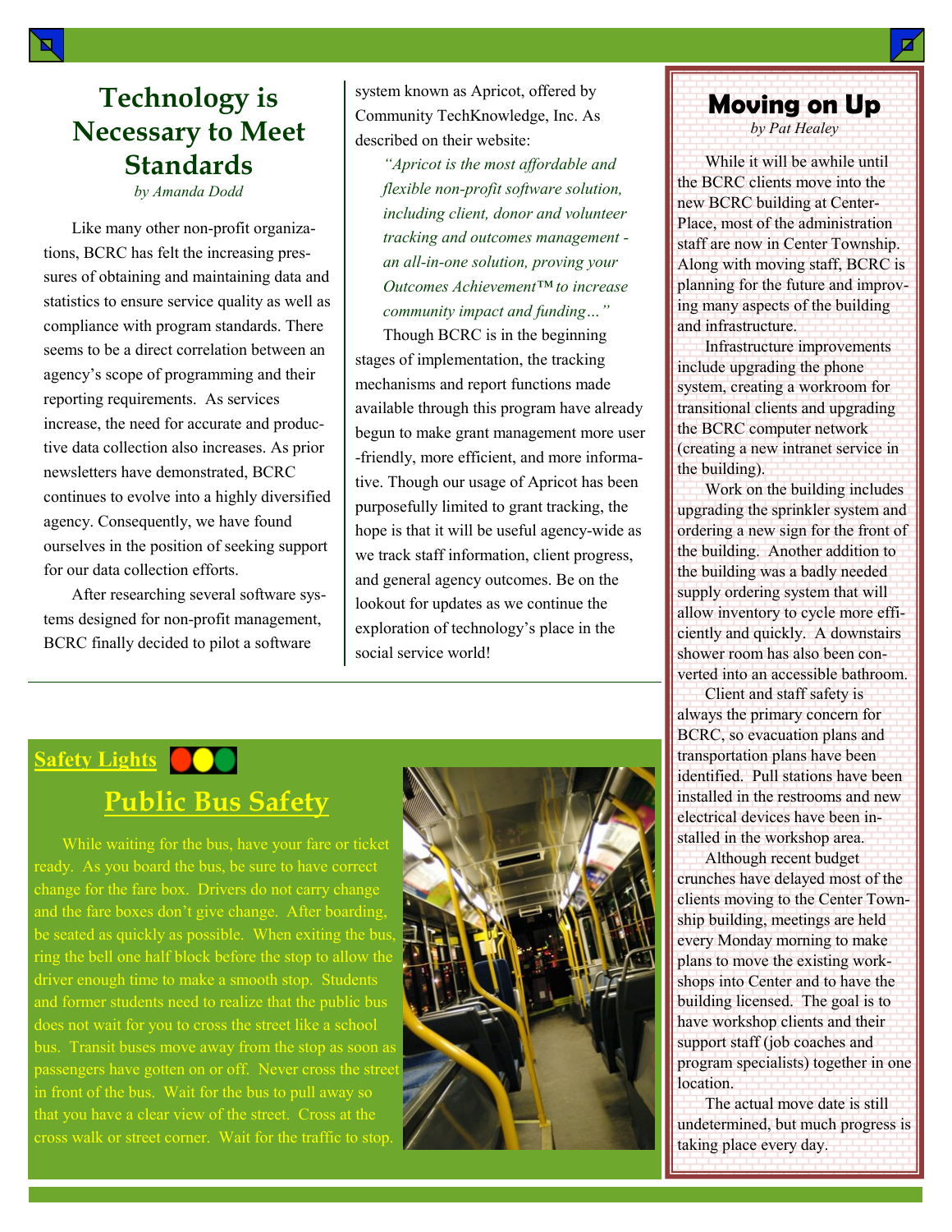# Technology is Necessary to Meet Standards

*by Amanda Dodd*

Like many other non-profit organizations, BCRC has felt the increasing pressures of obtaining and maintaining data and statistics to ensure service quality as well as compliance with program standards. There seems to be a direct correlation between an agency's scope of programming and their reporting requirements. As services increase, the need for accurate and productive data collection also increases. As prior newsletters have demonstrated, BCRC continues to evolve into a highly diversified agency. Consequently, we have found ourselves in the position of seeking support for our data collection efforts.

After researching several software systems designed for non-profit management, BCRC finally decided to pilot a software system known as Apricot, offered by Community TechKnowledge, Inc. As described on their website:

> *"Apricot is the most affordable and flexible non-profit software solution, including client, donor and volunteer tracking and outcomes management - an all-in-one solution, proving your Outcomes Achievement™ to increase community impact and funding…"*

Though BCRC is in the beginning stages of implementation, the tracking mechanisms and report functions made available through this program have already begun to make grant management more user-friendly, more efficient, and more informative. Though our usage of Apricot has been purposefully limited to grant tracking, the hope is that it will be useful agency-wide as we track staff information, client progress, and general agency outcomes. Be on the lookout for updates as we continue the exploration of technology's place in the social service world!

**Safety Lights**

## Public Bus Safety

While waiting for the bus, have your fare or ticket ready. As you board the bus, be sure to have correct change for the fare box. Drivers do not carry change and the fare boxes don't give change. After boarding, be seated as quickly as possible. When exiting the bus, ring the bell one half block before the stop to allow the driver enough time to make a smooth stop. Students and former students need to realize that the public bus does not wait for you to cross the street like a school bus. Transit buses move away from the stop as soon as passengers have gotten on or off. Never cross the street in front of the bus. Wait for the bus to pull away so that you have a clear view of the street. Cross at the cross walk or street corner. Wait for the traffic to stop.

# Moving on Up

*by Pat Healey*

While it will be awhile until the BCRC clients move into the new BCRC building at Center-Place, most of the administration staff are now in Center Township. Along with moving staff, BCRC is planning for the future and improving many aspects of the building and infrastructure.

Infrastructure improvements include upgrading the phone system, creating a workroom for transitional clients and upgrading the BCRC computer network (creating a new intranet service in the building).

Work on the building includes upgrading the sprinkler system and ordering a new sign for the front of the building. Another addition to the building was a badly needed supply ordering system that will allow inventory to cycle more efficiently and quickly. A downstairs shower room has also been converted into an accessible bathroom.

Client and staff safety is always the primary concern for BCRC, so evacuation plans and transportation plans have been identified. Pull stations have been installed in the restrooms and new electrical devices have been installed in the workshop area.

Although recent budget crunches have delayed most of the clients moving to the Center Township building, meetings are held every Monday morning to make plans to move the existing workshops into Center and to have the building licensed. The goal is to have workshop clients and their support staff (job coaches and program specialists) together in one location.

The actual move date is still undetermined, but much progress is taking place every day.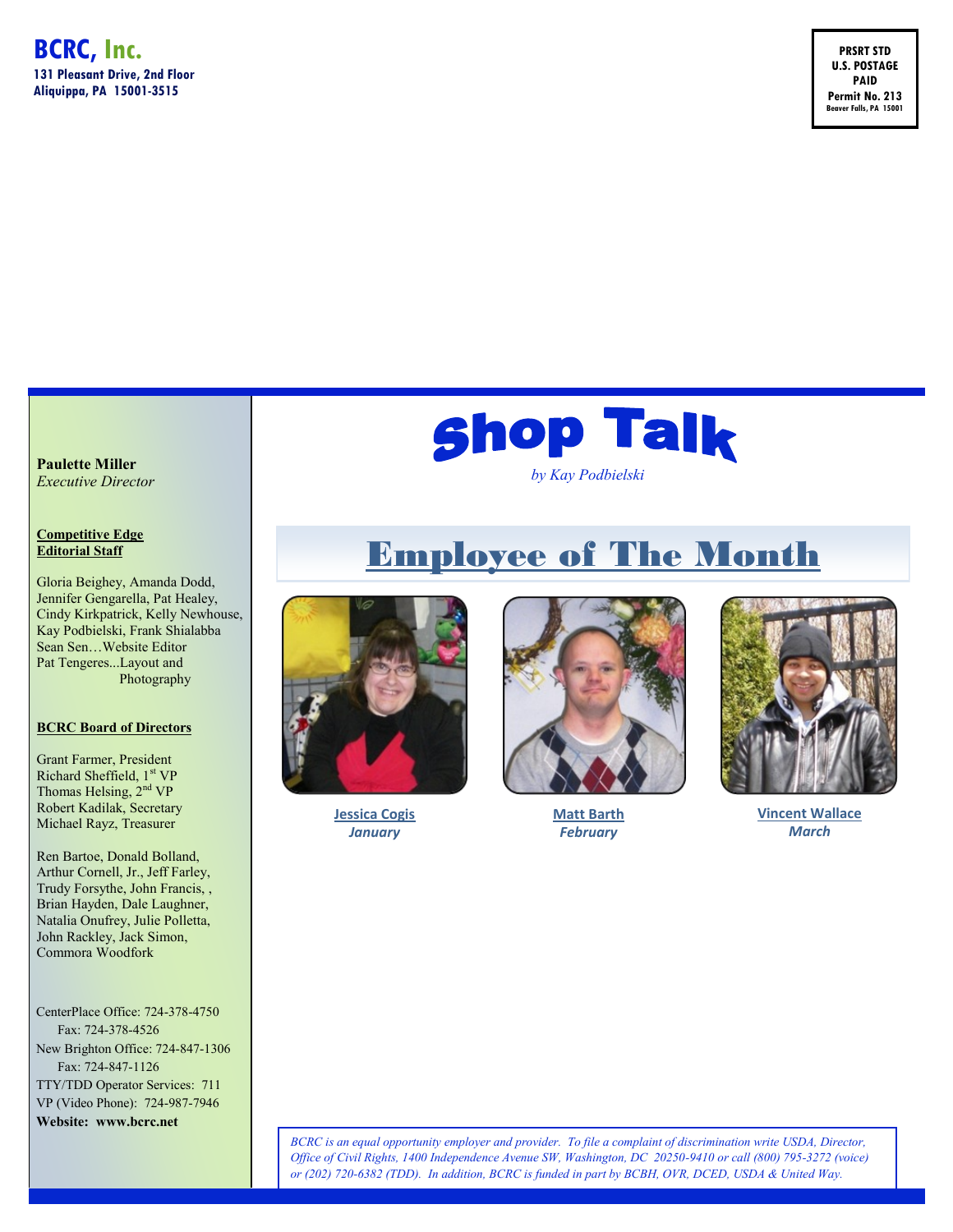**BCRC, Inc.**
**131 Pleasant Drive, 2nd Floor**
**Aliquippa, PA 15001-3515**

PRSRT STD
U.S. POSTAGE
PAID
Permit No. 213
Beaver Falls, PA 15001

**Paulette Miller**
*Executive Director*

**Competitive Edge Editorial Staff**

Gloria Beighey, Amanda Dodd, Jennifer Gengarella, Pat Healey, Cindy Kirkpatrick, Kelly Newhouse, Kay Podbielski, Frank Shialabba
Sean Sen…Website Editor
Pat Tengeres...Layout and Photography

**BCRC Board of Directors**

Grant Farmer, President
Richard Sheffield, 1st VP
Thomas Helsing, 2nd VP
Robert Kadilak, Secretary
Michael Rayz, Treasurer

Ren Bartoe, Donald Bolland, Arthur Cornell, Jr., Jeff Farley, Trudy Forsythe, John Francis, , Brian Hayden, Dale Laughner, Natalia Onufrey, Julie Polletta, John Rackley, Jack Simon, Commora Woodfork

CenterPlace Office: 724-378-4750
Fax: 724-378-4526
New Brighton Office: 724-847-1306
Fax: 724-847-1126
TTY/TDD Operator Services: 711
VP (Video Phone): 724-987-7946
**Website: www.bcrc.net**

# Shop Talk

*by Kay Podbielski*

## Employee of The Month

**Jessica Cogis**
*January*

**Matt Barth**
*February*

**Vincent Wallace**
*March*

*BCRC is an equal opportunity employer and provider. To file a complaint of discrimination write USDA, Director, Office of Civil Rights, 1400 Independence Avenue SW, Washington, DC 20250-9410 or call (800) 795-3272 (voice) or (202) 720-6382 (TDD). In addition, BCRC is funded in part by BCBH, OVR, DCED, USDA & United Way.*